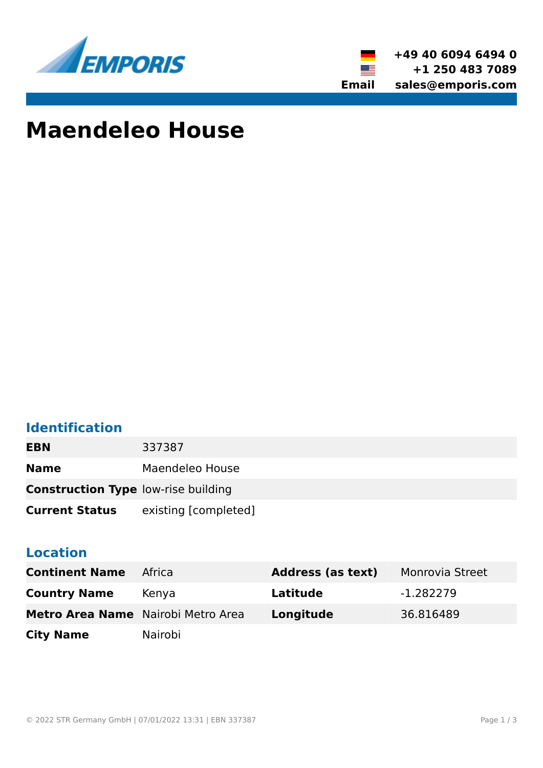+49 40 6094 6494 0
+1 250 483 7089
**Email** sales@emporis.com

# Maendeleo House

## Identification

| | |
|---|---|
| **EBN** | 337387 |
| **Name** | Maendeleo House |
| **Construction Type** | low-rise building |
| **Current Status** | existing [completed] |

## Location

| | | | |
|---|---|---|---|
| **Continent Name** | Africa | **Address (as text)** | Monrovia Street |
| **Country Name** | Kenya | **Latitude** | -1.282279 |
| **Metro Area Name** | Nairobi Metro Area | **Longitude** | 36.816489 |
| **City Name** | Nairobi | | |

© 2022 STR Germany GmbH | 07/01/2022 13:31 | EBN 337387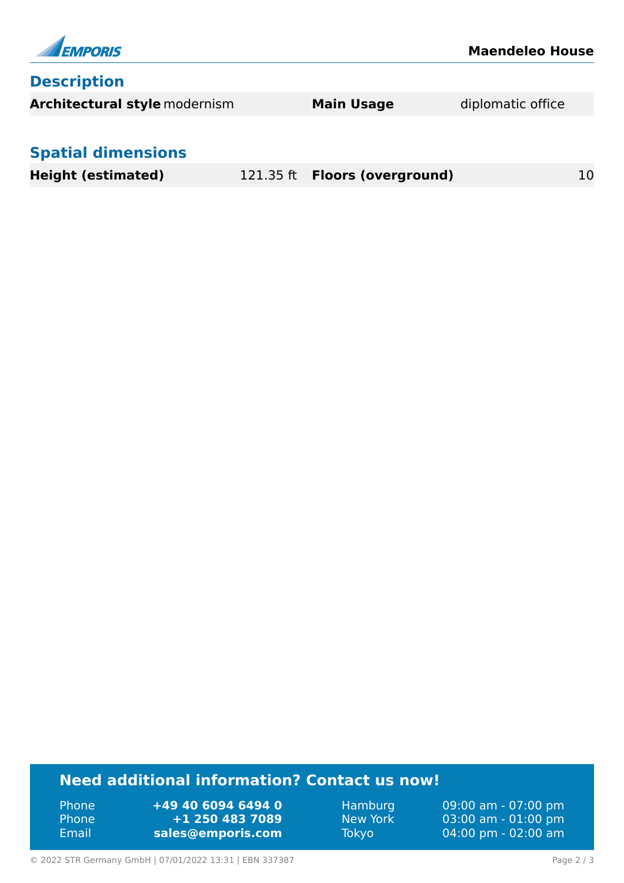## Description

| Architectural style | modernism | Main Usage | diplomatic office |
| --- | --- | --- | --- |

## Spatial dimensions

| Height (estimated) | 121.35 ft | Floors (overground) | 10 |
| --- | --- | --- | --- |

**Need additional information? Contact us now!**

| | | | |
| --- | --- | --- | --- |
| Phone | **+49 40 6094 6494 0** | Hamburg | 09:00 am - 07:00 pm |
| Phone | **+1 250 483 7089** | New York | 03:00 am - 01:00 pm |
| Email | **sales@emporis.com** | Tokyo | 04:00 pm - 02:00 am |

© 2022 STR Germany GmbH | 07/01/2022 13:31 | EBN 337387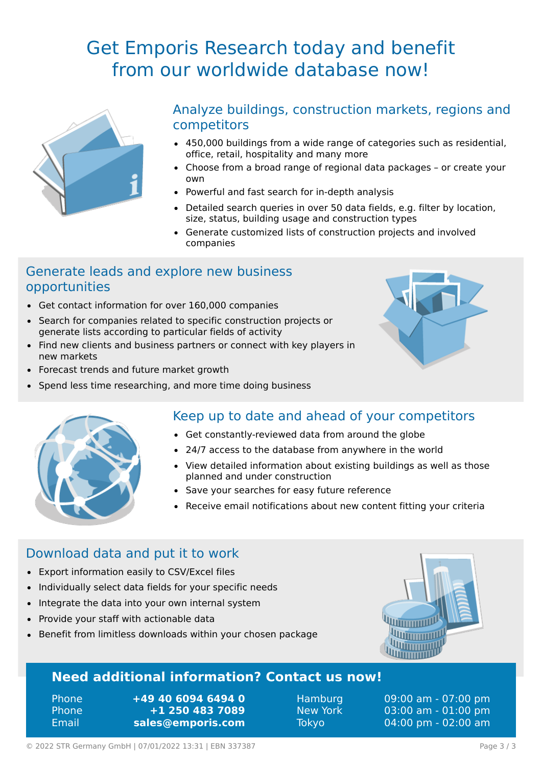# Get Emporis Research today and benefit from our worldwide database now!

## Analyze buildings, construction markets, regions and competitors

- 450,000 buildings from a wide range of categories such as residential, office, retail, hospitality and many more
- Choose from a broad range of regional data packages – or create your own
- Powerful and fast search for in-depth analysis
- Detailed search queries in over 50 data fields, e.g. filter by location, size, status, building usage and construction types
- Generate customized lists of construction projects and involved companies

## Generate leads and explore new business opportunities

- Get contact information for over 160,000 companies
- Search for companies related to specific construction projects or generate lists according to particular fields of activity
- Find new clients and business partners or connect with key players in new markets
- Forecast trends and future market growth
- Spend less time researching, and more time doing business

## Keep up to date and ahead of your competitors

- Get constantly-reviewed data from around the globe
- 24/7 access to the database from anywhere in the world
- View detailed information about existing buildings as well as those planned and under construction
- Save your searches for easy future reference
- Receive email notifications about new content fitting your criteria

## Download data and put it to work

- Export information easily to CSV/Excel files
- Individually select data fields for your specific needs
- Integrate the data into your own internal system
- Provide your staff with actionable data
- Benefit from limitless downloads within your chosen package

## Need additional information? Contact us now!

| | | | |
|---|---|---|---|
| Phone | **+49 40 6094 6494 0** | Hamburg | 09:00 am - 07:00 pm |
| Phone | **+1 250 483 7089** | New York | 03:00 am - 01:00 pm |
| Email | **sales@emporis.com** | Tokyo | 04:00 pm - 02:00 am |

© 2022 STR Germany GmbH | 07/01/2022 13:31 | EBN 337387